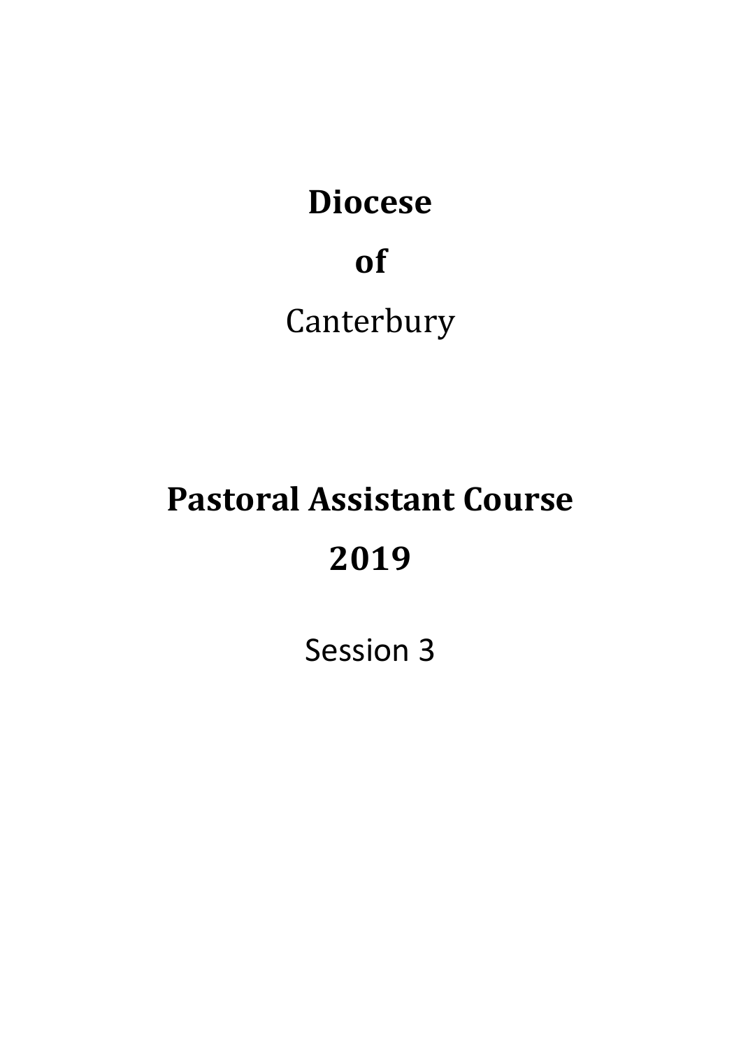# Diocese

# of

Canterbury

# Pastoral Assistant Course

# 2019

Session 3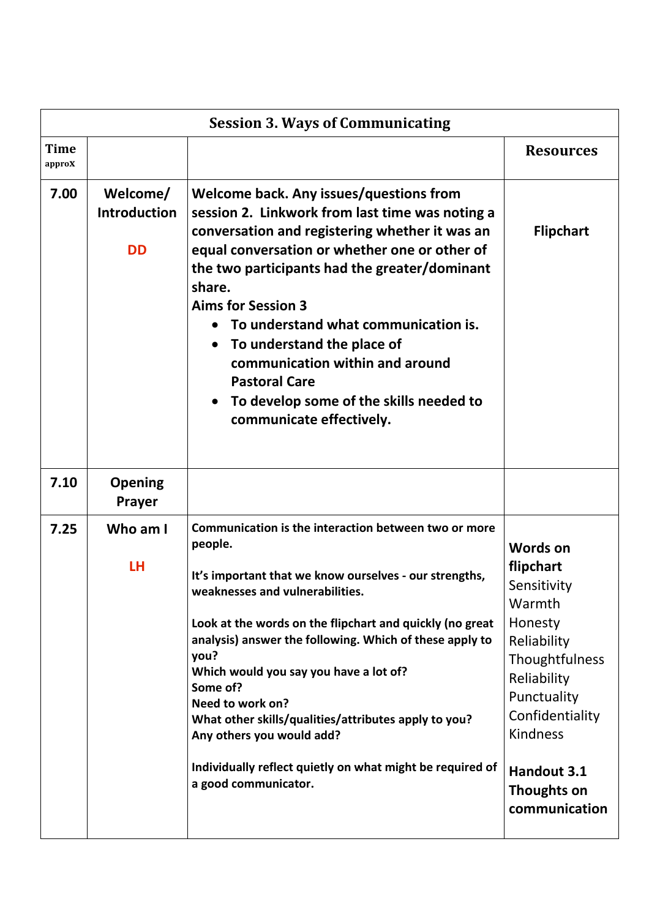| Session 3. Ways of Communicating | | | |
|---|---|---|---|
| **Time** approx | | | **Resources** |
| **7.00** | **Welcome/ Introduction**<br><br>**DD** | **Welcome back. Any issues/questions from session 2. Linkwork from last time was noting a conversation and registering whether it was an equal conversation or whether one or other of the two participants had the greater/dominant share.**<br>**Aims for Session 3**<br>• **To understand what communication is.**<br>• **To understand the place of communication within and around Pastoral Care**<br>• **To develop some of the skills needed to communicate effectively.** | **Flipchart** |
| **7.10** | **Opening Prayer** | | |
| **7.25** | **Who am I**<br><br>**LH** | **Communication is the interaction between two or more people.**<br><br>**It's important that we know ourselves - our strengths, weaknesses and vulnerabilities.**<br><br>**Look at the words on the flipchart and quickly (no great analysis) answer the following. Which of these apply to you?**<br>**Which would you say you have a lot of?**<br>**Some of?**<br>**Need to work on?**<br>**What other skills/qualities/attributes apply to you?**<br>**Any others you would add?**<br><br>**Individually reflect quietly on what might be required of a good communicator.** | **Words on flipchart**<br>Sensitivity<br>Warmth<br>Honesty<br>Reliability<br>Thoughtfulness<br>Reliability<br>Punctuality<br>Confidentiality<br>Kindness<br><br>**Handout 3.1 Thoughts on communication** |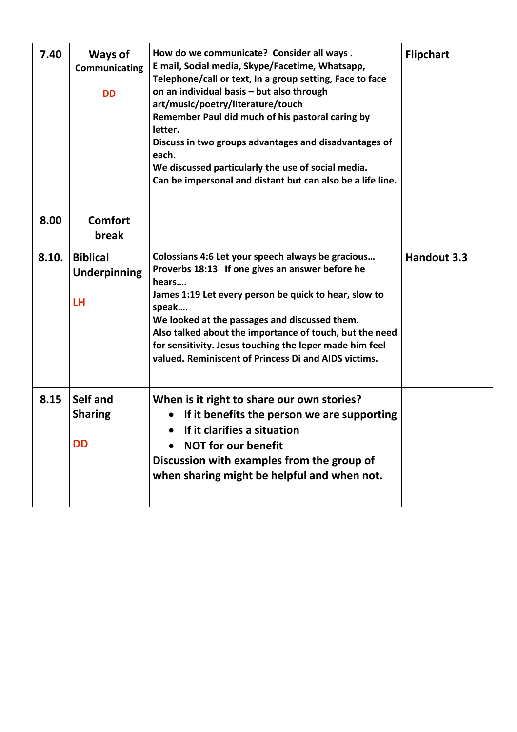| 7.40 | Ways of Communicating<br><br>DD | How do we communicate? Consider all ways .<br>E mail, Social media, Skype/Facetime, Whatsapp, Telephone/call or text, In a group setting, Face to face on an individual basis – but also through art/music/poetry/literature/touch<br>Remember Paul did much of his pastoral caring by letter.<br>Discuss in two groups advantages and disadvantages of each.<br>We discussed particularly the use of social media.<br>Can be impersonal and distant but can also be a life line. | Flipchart |
|---|---|---|---|
| 8.00 | Comfort break | | |
| 8.10. | Biblical Underpinning<br><br>LH | Colossians 4:6 Let your speech always be gracious…<br>Proverbs 18:13 If one gives an answer before he hears….<br>James 1:19 Let every person be quick to hear, slow to speak….<br>We looked at the passages and discussed them.<br>Also talked about the importance of touch, but the need for sensitivity. Jesus touching the leper made him feel valued. Reminiscent of Princess Di and AIDS victims. | Handout 3.3 |
| 8.15 | Self and Sharing<br><br>DD | When is it right to share our own stories?<br>• If it benefits the person we are supporting<br>• If it clarifies a situation<br>• NOT for our benefit<br>Discussion with examples from the group of when sharing might be helpful and when not. | |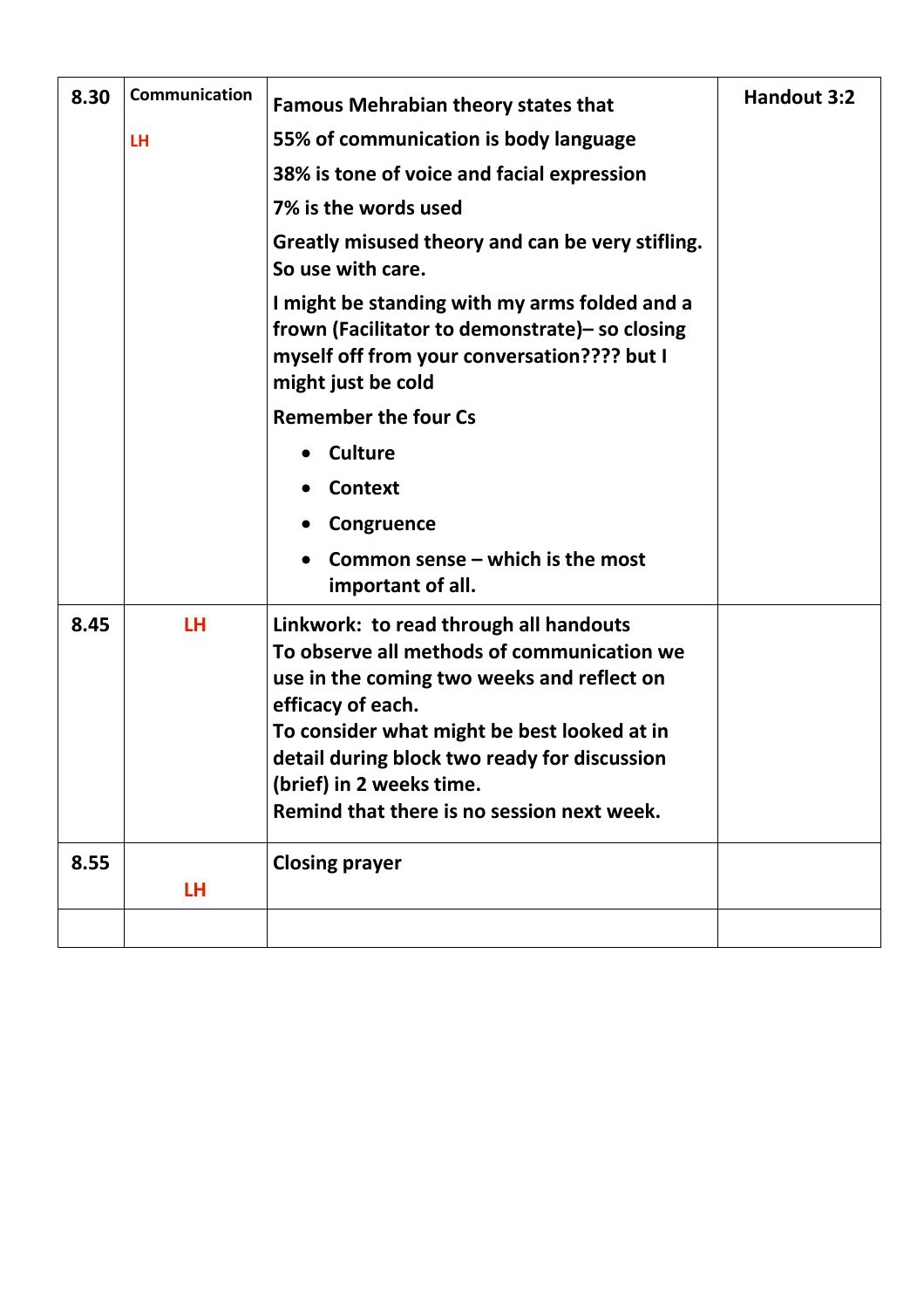| | | | |
|---|---|---|---|
| 8.30 | **Communication**<br><br>LH | **Famous Mehrabian theory states that**<br>**55% of communication is body language**<br>**38% is tone of voice and facial expression**<br>**7% is the words used**<br>**Greatly misused theory and can be very stifling. So use with care.**<br>**I might be standing with my arms folded and a frown (Facilitator to demonstrate)– so closing myself off from your conversation???? but I might just be cold**<br>**Remember the four Cs**<br>• **Culture**<br>• **Context**<br>• **Congruence**<br>• **Common sense – which is the most important of all.** | **Handout 3:2** |
| 8.45 | LH | **Linkwork: to read through all handouts**<br>**To observe all methods of communication we use in the coming two weeks and reflect on efficacy of each.**<br>**To consider what might be best looked at in detail during block two ready for discussion (brief) in 2 weeks time.**<br>**Remind that there is no session next week.** | |
| 8.55 | LH | **Closing prayer** | |
| | | | |